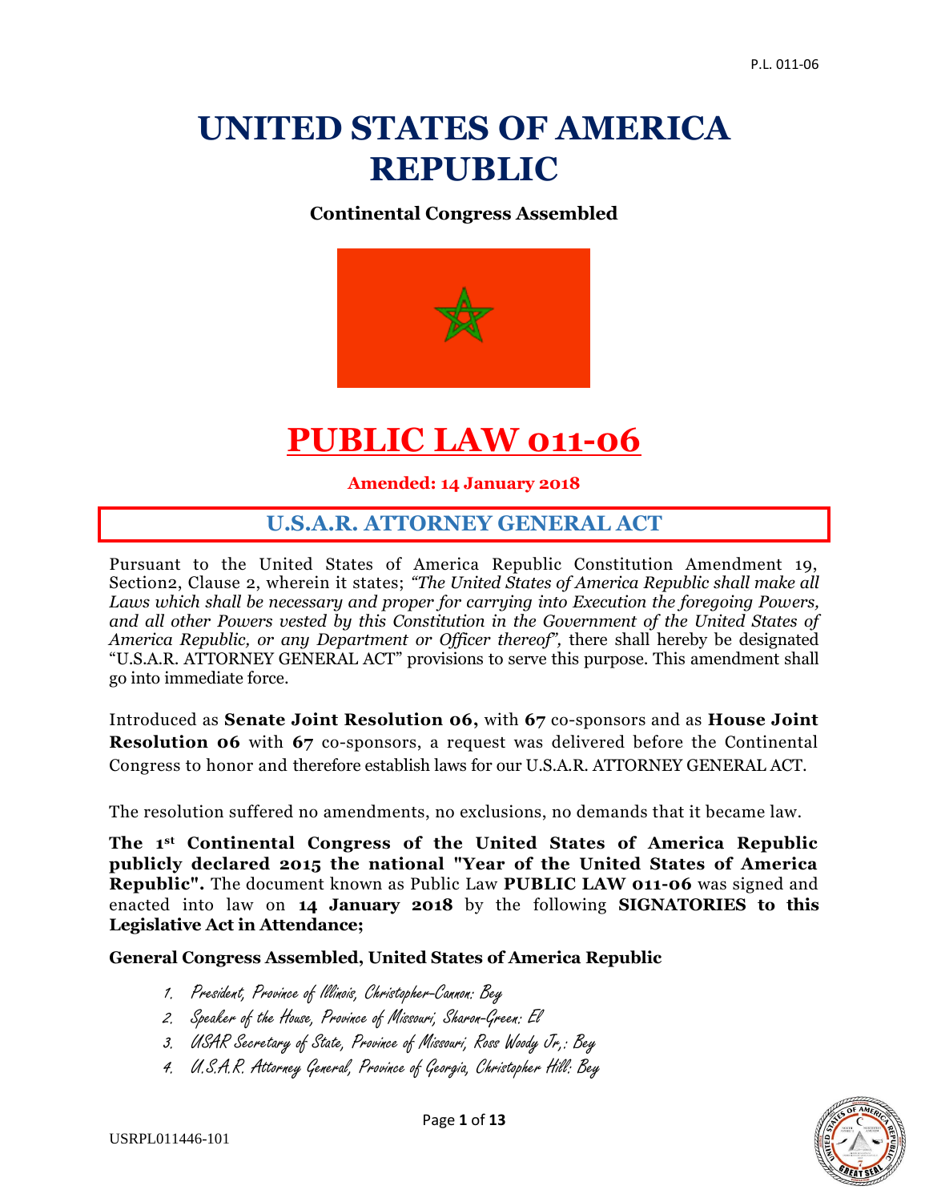# UNITED STATES OF AMERICA REPUBLIC

**Continental Congress Assembled**

# PUBLIC LAW 011-06

**Amended: 14 January 2018**

## U.S.A.R. ATTORNEY GENERAL ACT

Pursuant to the United States of America Republic Constitution Amendment 19, Section2, Clause 2, wherein it states; *"The United States of America Republic shall make all Laws which shall be necessary and proper for carrying into Execution the foregoing Powers, and all other Powers vested by this Constitution in the Government of the United States of America Republic, or any Department or Officer thereof",* there shall hereby be designated "U.S.A.R. ATTORNEY GENERAL ACT" provisions to serve this purpose. This amendment shall go into immediate force.

Introduced as **Senate Joint Resolution 06,** with **67** co-sponsors and as **House Joint Resolution 06** with **67** co-sponsors, a request was delivered before the Continental Congress to honor and therefore establish laws for our U.S.A.R. ATTORNEY GENERAL ACT.

The resolution suffered no amendments, no exclusions, no demands that it became law.

**The 1st Continental Congress of the United States of America Republic publicly declared 2015 the national "Year of the United States of America Republic".** The document known as Public Law **PUBLIC LAW 011-06** was signed and enacted into law on **14 January 2018** by the following **SIGNATORIES to this Legislative Act in Attendance;**

**General Congress Assembled, United States of America Republic**

1. *President, Province of Illinois, Christopher-Cannon: Bey*
2. *Speaker of the House, Province of Missouri, Sharon-Green: El*
3. *USAR Secretary of State, Province of Missouri, Ross Woody Jr,: Bey*
4. *U.S.A.R. Attorney General, Province of Georgia, Christopher Hill: Bey*

USRPL011446-101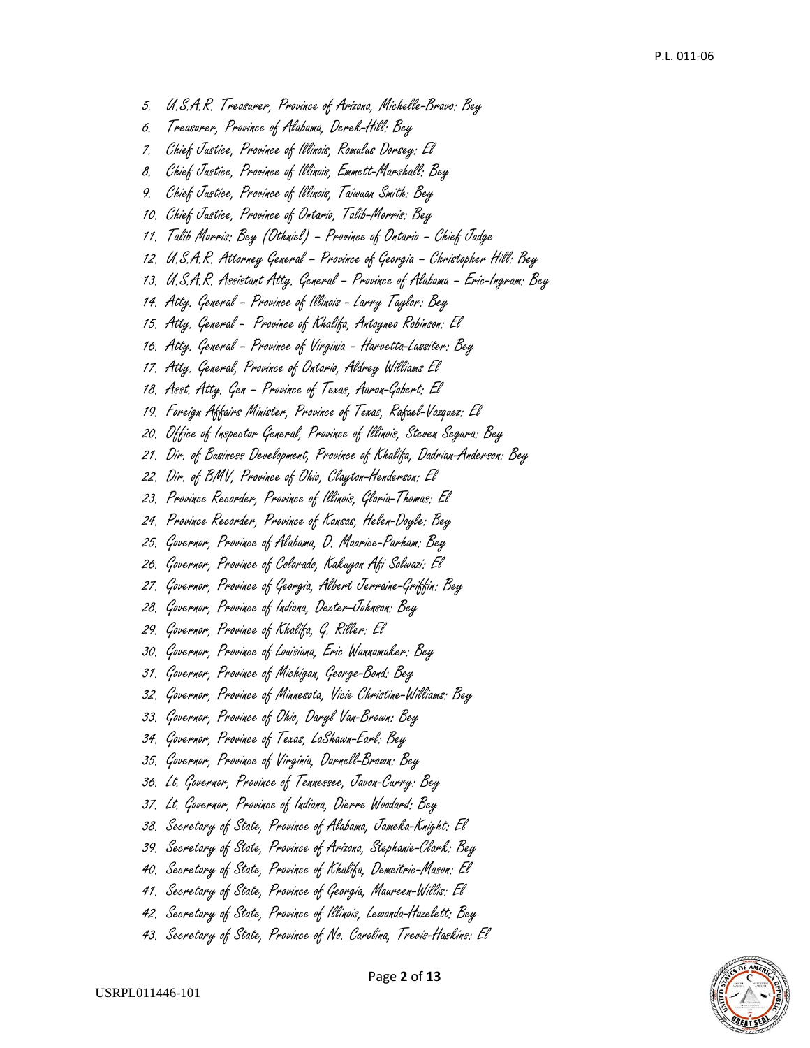5. U.S.A.R. Treasurer, Province of Arizona, Michelle-Bravo: Bey
6. Treasurer, Province of Alabama, Derek-Hill: Bey
7. Chief Justice, Province of Illinois, Romulus Dorsey: El
8. Chief Justice, Province of Illinois, Emmett-Marshall: Bey
9. Chief Justice, Province of Illinois, Taiwuan Smith: Bey
10. Chief Justice, Province of Ontario, Talib-Morris: Bey
11. Talib Morris: Bey (Othniel) – Province of Ontario – Chief Judge
12. U.S.A.R. Attorney General – Province of Georgia – Christopher Hill: Bey
13. U.S.A.R. Assistant Atty. General – Province of Alabama – Eric-Ingram: Bey
14. Atty. General – Province of Illinois - Larry Taylor: Bey
15. Atty. General – Province of Khalifa, Antoyneo Robinson: El
16. Atty. General – Province of Virginia – Harvetta-Lassiter: Bey
17. Atty. General, Province of Ontario, Aldrey Williams El
18. Asst. Atty. Gen – Province of Texas, Aaron-Gobert: El
19. Foreign Affairs Minister, Province of Texas, Rafael-Vazquez: El
20. Office of Inspector General, Province of Illinois, Steven Segura: Bey
21. Dir. of Business Development, Province of Khalifa, Dadrian-Anderson: Bey
22. Dir. of BMV, Province of Ohio, Clayton-Henderson: El
23. Province Recorder, Province of Illinois, Gloria-Thomas: El
24. Province Recorder, Province of Kansas, Helen-Doyle: Bey
25. Governor, Province of Alabama, D. Maurice-Parham: Bey
26. Governor, Province of Colorado, Kakuyon Afi Solwazi: El
27. Governor, Province of Georgia, Albert Jerraine-Griffin: Bey
28. Governor, Province of Indiana, Dexter-Johnson: Bey
29. Governor, Province of Khalifa, G. Riller: El
30. Governor, Province of Louisiana, Eric Wannamaker: Bey
31. Governor, Province of Michigan, George-Bond: Bey
32. Governor, Province of Minnesota, Vicie Christine-Williams: Bey
33. Governor, Province of Ohio, Daryl Van-Brown: Bey
34. Governor, Province of Texas, LaShawn-Earl: Bey
35. Governor, Province of Virginia, Darnell-Brown: Bey
36. Lt. Governor, Province of Tennessee, Javon-Curry: Bey
37. Lt. Governor, Province of Indiana, Dierre Woodard: Bey
38. Secretary of State, Province of Alabama, Jameka-Knight: El
39. Secretary of State, Province of Arizona, Stephanie-Clark: Bey
40. Secretary of State, Province of Khalifa, Demeitric-Mason: El
41. Secretary of State, Province of Georgia, Maureen-Willis: El
42. Secretary of State, Province of Illinois, Lewanda-Hazelett: Bey
43. Secretary of State, Province of No. Carolina, Trevis-Haskins: El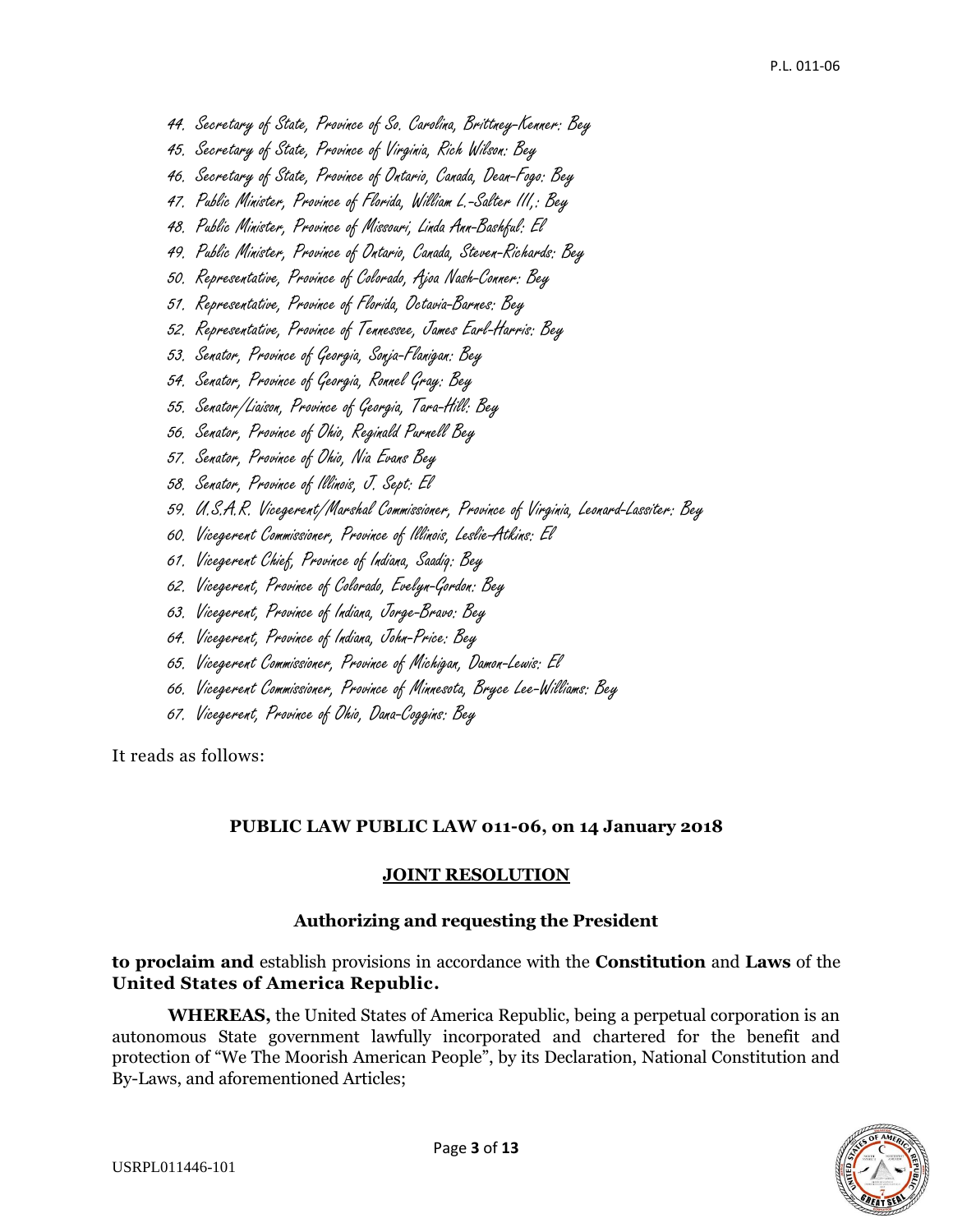44. Secretary of State, Province of So. Carolina, Brittney-Kenner: Bey
45. Secretary of State, Province of Virginia, Rich Wilson: Bey
46. Secretary of State, Province of Ontario, Canada, Dean-Fogo: Bey
47. Public Minister, Province of Florida, William L.-Salter III,: Bey
48. Public Minister, Province of Missouri, Linda Ann-Bashful: El
49. Public Minister, Province of Ontario, Canada, Steven-Richards: Bey
50. Representative, Province of Colorado, Ajoa Nash-Conner: Bey
51. Representative, Province of Florida, Octavia-Barnes: Bey
52. Representative, Province of Tennessee, James Earl-Harris: Bey
53. Senator, Province of Georgia, Sonja-Flanigan: Bey
54. Senator, Province of Georgia, Ronnel Gray: Bey
55. Senator/Liaison, Province of Georgia, Tara-Hill: Bey
56. Senator, Province of Ohio, Reginald Purnell Bey
57. Senator, Province of Ohio, Nia Evans Bey
58. Senator, Province of Illinois, J. Sept: El
59. U.S.A.R. Vicegerent/Marshal Commissioner, Province of Virginia, Leonard-Lassiter: Bey
60. Vicegerent Commissioner, Province of Illinois, Leslie-Atkins: El
61. Vicegerent Chief, Province of Indiana, Saadiq: Bey
62. Vicegerent, Province of Colorado, Evelyn-Gordon: Bey
63. Vicegerent, Province of Indiana, Jorge-Bravo: Bey
64. Vicegerent, Province of Indiana, John-Price: Bey
65. Vicegerent Commissioner, Province of Michigan, Damon-Lewis: El
66. Vicegerent Commissioner, Province of Minnesota, Bryce Lee-Williams: Bey
67. Vicegerent, Province of Ohio, Dana-Coggins: Bey

It reads as follows:

**PUBLIC LAW PUBLIC LAW 011-06, on 14 January 2018**

**JOINT RESOLUTION**

**Authorizing and requesting the President**

**to proclaim and** establish provisions in accordance with the **Constitution** and **Laws** of the **United States of America Republic.**

**WHEREAS,** the United States of America Republic, being a perpetual corporation is an autonomous State government lawfully incorporated and chartered for the benefit and protection of "We The Moorish American People", by its Declaration, National Constitution and By-Laws, and aforementioned Articles;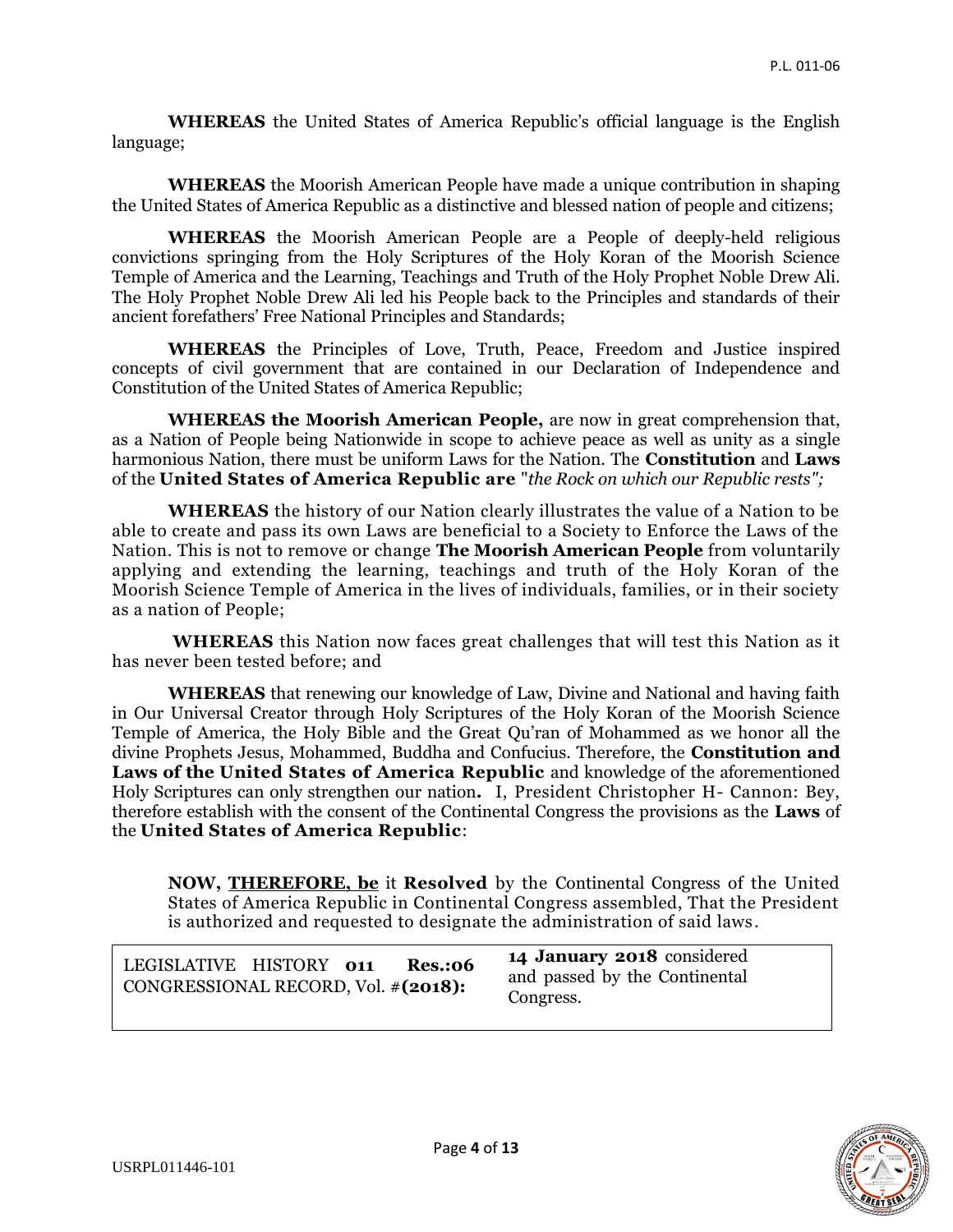**WHEREAS** the United States of America Republic's official language is the English language;

**WHEREAS** the Moorish American People have made a unique contribution in shaping the United States of America Republic as a distinctive and blessed nation of people and citizens;

**WHEREAS** the Moorish American People are a People of deeply-held religious convictions springing from the Holy Scriptures of the Holy Koran of the Moorish Science Temple of America and the Learning, Teachings and Truth of the Holy Prophet Noble Drew Ali. The Holy Prophet Noble Drew Ali led his People back to the Principles and standards of their ancient forefathers' Free National Principles and Standards;

**WHEREAS** the Principles of Love, Truth, Peace, Freedom and Justice inspired concepts of civil government that are contained in our Declaration of Independence and Constitution of the United States of America Republic;

**WHEREAS the Moorish American People,** are now in great comprehension that, as a Nation of People being Nationwide in scope to achieve peace as well as unity as a single harmonious Nation, there must be uniform Laws for the Nation. The **Constitution** and **Laws** of the **United States of America Republic are** "*the Rock on which our Republic rests";*

**WHEREAS** the history of our Nation clearly illustrates the value of a Nation to be able to create and pass its own Laws are beneficial to a Society to Enforce the Laws of the Nation. This is not to remove or change **The Moorish American People** from voluntarily applying and extending the learning, teachings and truth of the Holy Koran of the Moorish Science Temple of America in the lives of individuals, families, or in their society as a nation of People;

**WHEREAS** this Nation now faces great challenges that will test this Nation as it has never been tested before; and

**WHEREAS** that renewing our knowledge of Law, Divine and National and having faith in Our Universal Creator through Holy Scriptures of the Holy Koran of the Moorish Science Temple of America, the Holy Bible and the Great Qu'ran of Mohammed as we honor all the divine Prophets Jesus, Mohammed, Buddha and Confucius. Therefore, the **Constitution and Laws of the United States of America Republic** and knowledge of the aforementioned Holy Scriptures can only strengthen our nation**.** I, President Christopher H- Cannon: Bey, therefore establish with the consent of the Continental Congress the provisions as the **Laws** of the **United States of America Republic**:

**NOW, <u>THEREFORE, be</u>** it **Resolved** by the Continental Congress of the United States of America Republic in Continental Congress assembled, That the President is authorized and requested to designate the administration of said laws.

| LEGISLATIVE HISTORY **011 Res.:06** CONGRESSIONAL RECORD, Vol. #**(2018):** | **14 January 2018** considered and passed by the Continental Congress. |
|---|---|

USRPL011446-101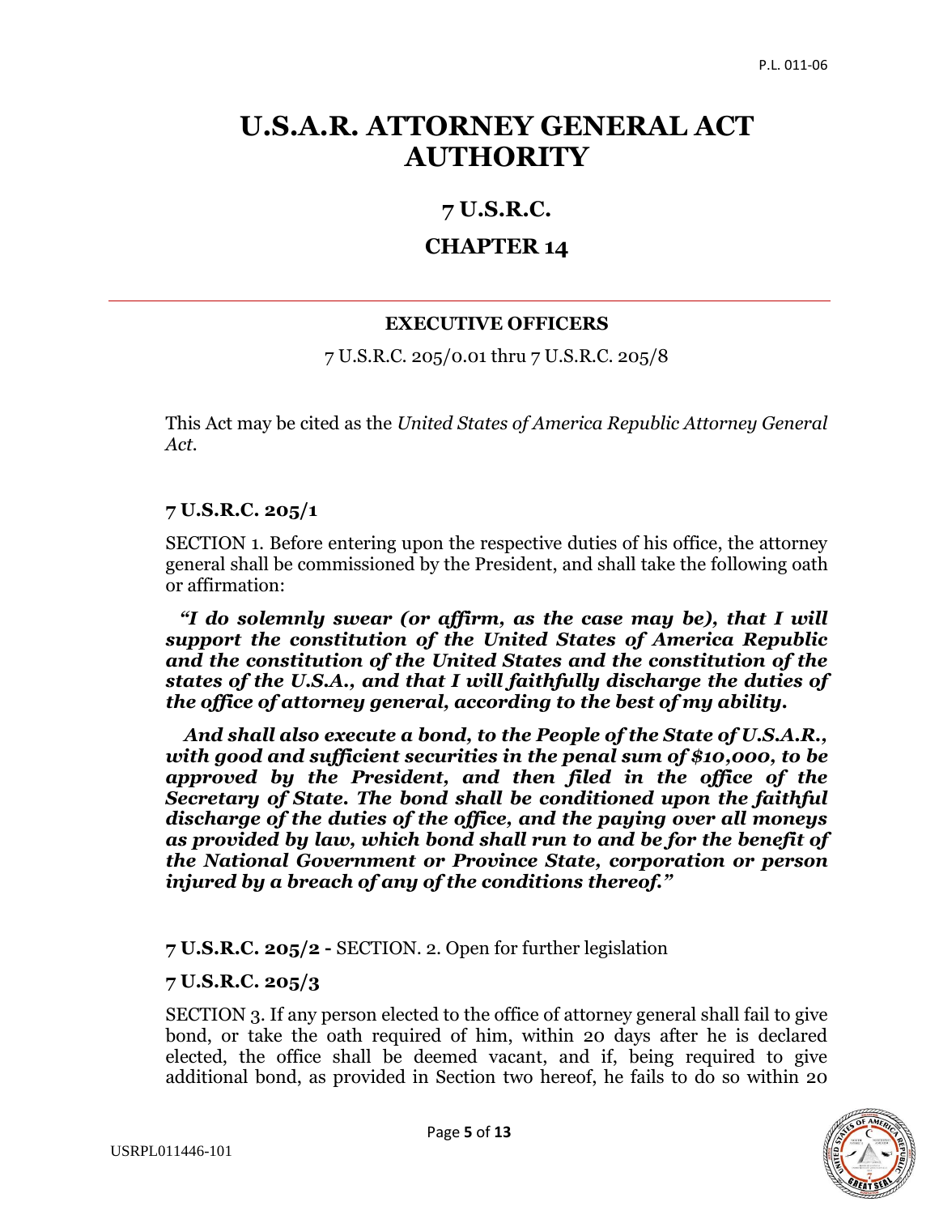# U.S.A.R. ATTORNEY GENERAL ACT AUTHORITY

## 7 U.S.R.C.

## CHAPTER 14

---

### EXECUTIVE OFFICERS

7 U.S.R.C. 205/0.01 thru 7 U.S.R.C. 205/8

This Act may be cited as the *United States of America Republic Attorney General Act*.

**7 U.S.R.C. 205/1**

SECTION 1. Before entering upon the respective duties of his office, the attorney general shall be commissioned by the President, and shall take the following oath or affirmation:

***"I do solemnly swear (or affirm, as the case may be), that I will support the constitution of the United States of America Republic and the constitution of the United States and the constitution of the states of the U.S.A., and that I will faithfully discharge the duties of the office of attorney general, according to the best of my ability.***

***And shall also execute a bond, to the People of the State of U.S.A.R., with good and sufficient securities in the penal sum of $10,000, to be approved by the President, and then filed in the office of the Secretary of State. The bond shall be conditioned upon the faithful discharge of the duties of the office, and the paying over all moneys as provided by law, which bond shall run to and be for the benefit of the National Government or Province State, corporation or person injured by a breach of any of the conditions thereof."***

**7 U.S.R.C. 205/2 -** SECTION. 2. Open for further legislation

**7 U.S.R.C. 205/3**

SECTION 3. If any person elected to the office of attorney general shall fail to give bond, or take the oath required of him, within 20 days after he is declared elected, the office shall be deemed vacant, and if, being required to give additional bond, as provided in Section two hereof, he fails to do so within 20

USRPL011446-101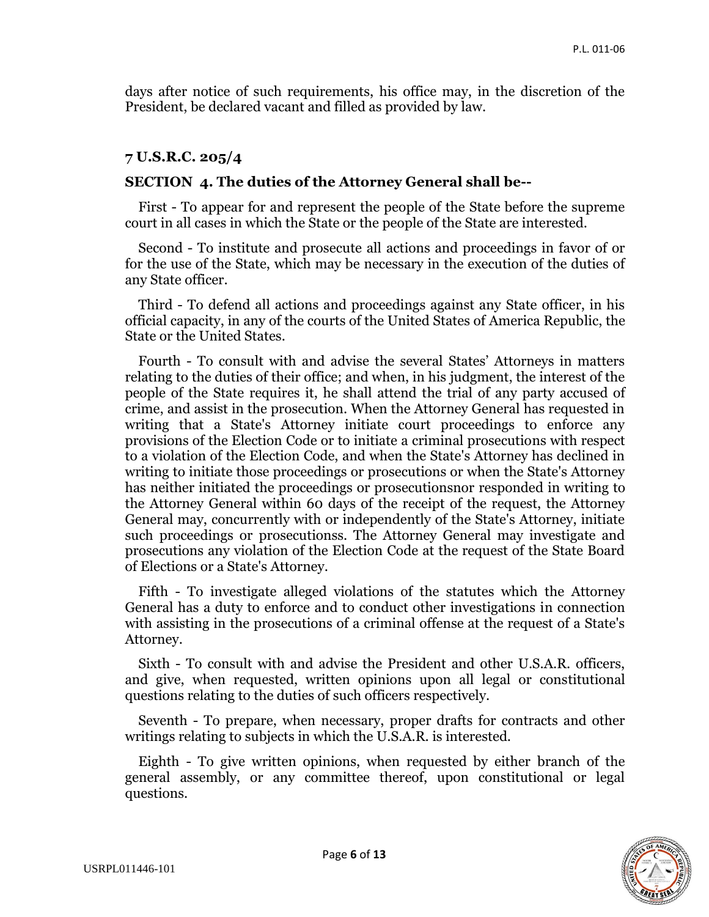days after notice of such requirements, his office may, in the discretion of the President, be declared vacant and filled as provided by law.

### 7 U.S.R.C. 205/4

**SECTION 4. The duties of the Attorney General shall be--**

First - To appear for and represent the people of the State before the supreme court in all cases in which the State or the people of the State are interested.

Second - To institute and prosecute all actions and proceedings in favor of or for the use of the State, which may be necessary in the execution of the duties of any State officer.

Third - To defend all actions and proceedings against any State officer, in his official capacity, in any of the courts of the United States of America Republic, the State or the United States.

Fourth - To consult with and advise the several States' Attorneys in matters relating to the duties of their office; and when, in his judgment, the interest of the people of the State requires it, he shall attend the trial of any party accused of crime, and assist in the prosecution. When the Attorney General has requested in writing that a State's Attorney initiate court proceedings to enforce any provisions of the Election Code or to initiate a criminal prosecutions with respect to a violation of the Election Code, and when the State's Attorney has declined in writing to initiate those proceedings or prosecutions or when the State's Attorney has neither initiated the proceedings or prosecutionsnor responded in writing to the Attorney General within 60 days of the receipt of the request, the Attorney General may, concurrently with or independently of the State's Attorney, initiate such proceedings or prosecutionss. The Attorney General may investigate and prosecutions any violation of the Election Code at the request of the State Board of Elections or a State's Attorney.

Fifth - To investigate alleged violations of the statutes which the Attorney General has a duty to enforce and to conduct other investigations in connection with assisting in the prosecutions of a criminal offense at the request of a State's Attorney.

Sixth - To consult with and advise the President and other U.S.A.R. officers, and give, when requested, written opinions upon all legal or constitutional questions relating to the duties of such officers respectively.

Seventh - To prepare, when necessary, proper drafts for contracts and other writings relating to subjects in which the U.S.A.R. is interested.

Eighth - To give written opinions, when requested by either branch of the general assembly, or any committee thereof, upon constitutional or legal questions.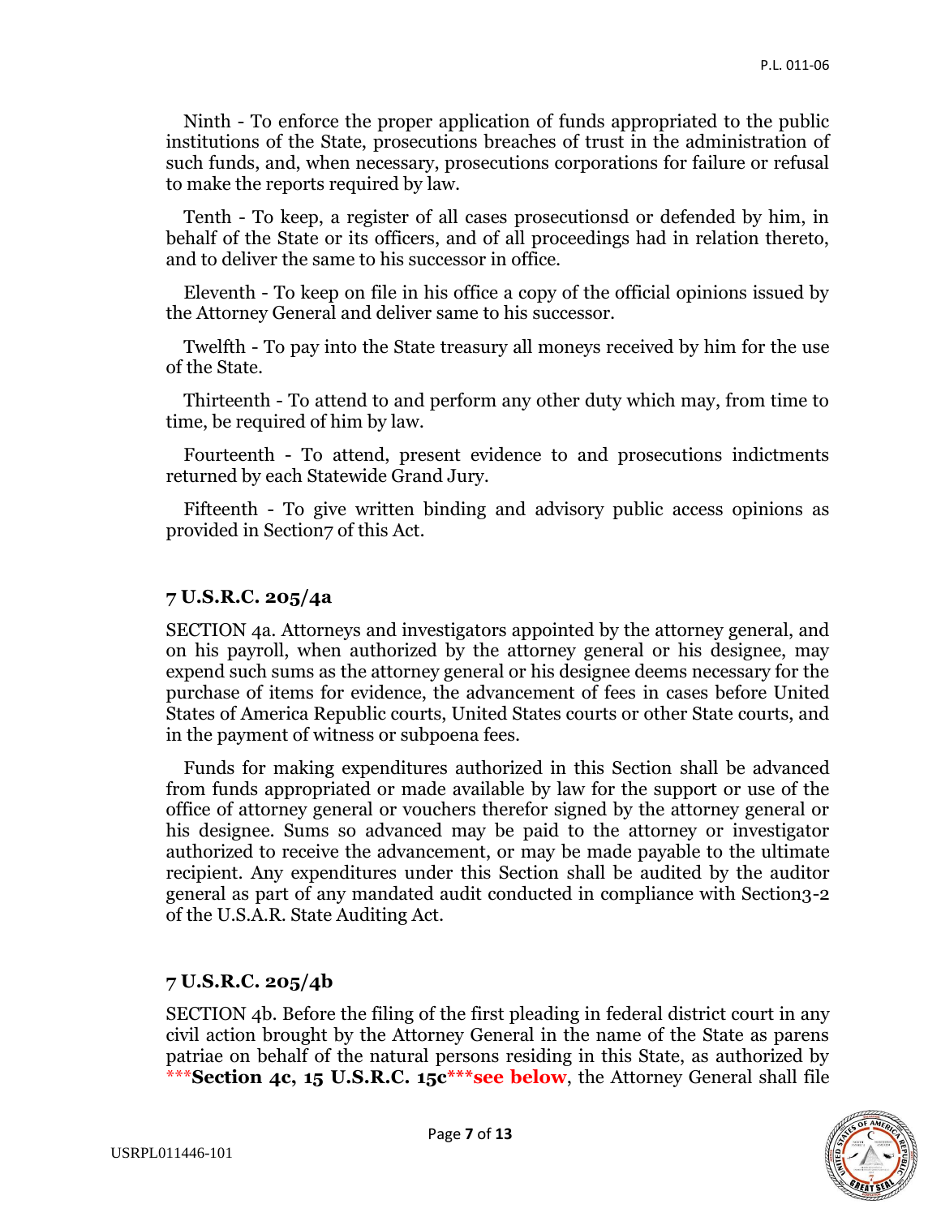Ninth - To enforce the proper application of funds appropriated to the public institutions of the State, prosecutions breaches of trust in the administration of such funds, and, when necessary, prosecutions corporations for failure or refusal to make the reports required by law.

Tenth - To keep, a register of all cases prosecutionsd or defended by him, in behalf of the State or its officers, and of all proceedings had in relation thereto, and to deliver the same to his successor in office.

Eleventh - To keep on file in his office a copy of the official opinions issued by the Attorney General and deliver same to his successor.

Twelfth - To pay into the State treasury all moneys received by him for the use of the State.

Thirteenth - To attend to and perform any other duty which may, from time to time, be required of him by law.

Fourteenth - To attend, present evidence to and prosecutions indictments returned by each Statewide Grand Jury.

Fifteenth - To give written binding and advisory public access opinions as provided in Section7 of this Act.

### 7 U.S.R.C. 205/4a

SECTION 4a. Attorneys and investigators appointed by the attorney general, and on his payroll, when authorized by the attorney general or his designee, may expend such sums as the attorney general or his designee deems necessary for the purchase of items for evidence, the advancement of fees in cases before United States of America Republic courts, United States courts or other State courts, and in the payment of witness or subpoena fees.

Funds for making expenditures authorized in this Section shall be advanced from funds appropriated or made available by law for the support or use of the office of attorney general or vouchers therefor signed by the attorney general or his designee. Sums so advanced may be paid to the attorney or investigator authorized to receive the advancement, or may be made payable to the ultimate recipient. Any expenditures under this Section shall be audited by the auditor general as part of any mandated audit conducted in compliance with Section3-2 of the U.S.A.R. State Auditing Act.

### 7 U.S.R.C. 205/4b

SECTION 4b. Before the filing of the first pleading in federal district court in any civil action brought by the Attorney General in the name of the State as parens patriae on behalf of the natural persons residing in this State, as authorized by ***__Section 4c, 15 U.S.R.C. 15c__***__see below__, the Attorney General shall file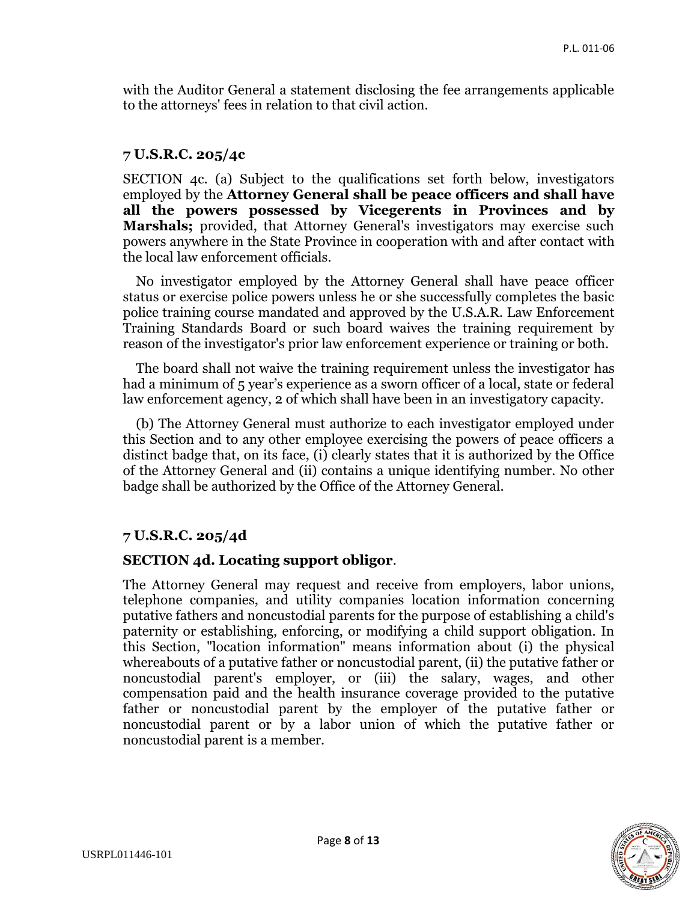with the Auditor General a statement disclosing the fee arrangements applicable to the attorneys' fees in relation to that civil action.

### 7 U.S.R.C. 205/4c

SECTION 4c. (a) Subject to the qualifications set forth below, investigators employed by the **Attorney General shall be peace officers and shall have all the powers possessed by Vicegerents in Provinces and by Marshals;** provided, that Attorney General's investigators may exercise such powers anywhere in the State Province in cooperation with and after contact with the local law enforcement officials.

No investigator employed by the Attorney General shall have peace officer status or exercise police powers unless he or she successfully completes the basic police training course mandated and approved by the U.S.A.R. Law Enforcement Training Standards Board or such board waives the training requirement by reason of the investigator's prior law enforcement experience or training or both.

The board shall not waive the training requirement unless the investigator has had a minimum of 5 year's experience as a sworn officer of a local, state or federal law enforcement agency, 2 of which shall have been in an investigatory capacity.

(b) The Attorney General must authorize to each investigator employed under this Section and to any other employee exercising the powers of peace officers a distinct badge that, on its face, (i) clearly states that it is authorized by the Office of the Attorney General and (ii) contains a unique identifying number. No other badge shall be authorized by the Office of the Attorney General.

### 7 U.S.R.C. 205/4d

**SECTION 4d. Locating support obligor**.

The Attorney General may request and receive from employers, labor unions, telephone companies, and utility companies location information concerning putative fathers and noncustodial parents for the purpose of establishing a child's paternity or establishing, enforcing, or modifying a child support obligation. In this Section, "location information" means information about (i) the physical whereabouts of a putative father or noncustodial parent, (ii) the putative father or noncustodial parent's employer, or (iii) the salary, wages, and other compensation paid and the health insurance coverage provided to the putative father or noncustodial parent by the employer of the putative father or noncustodial parent or by a labor union of which the putative father or noncustodial parent is a member.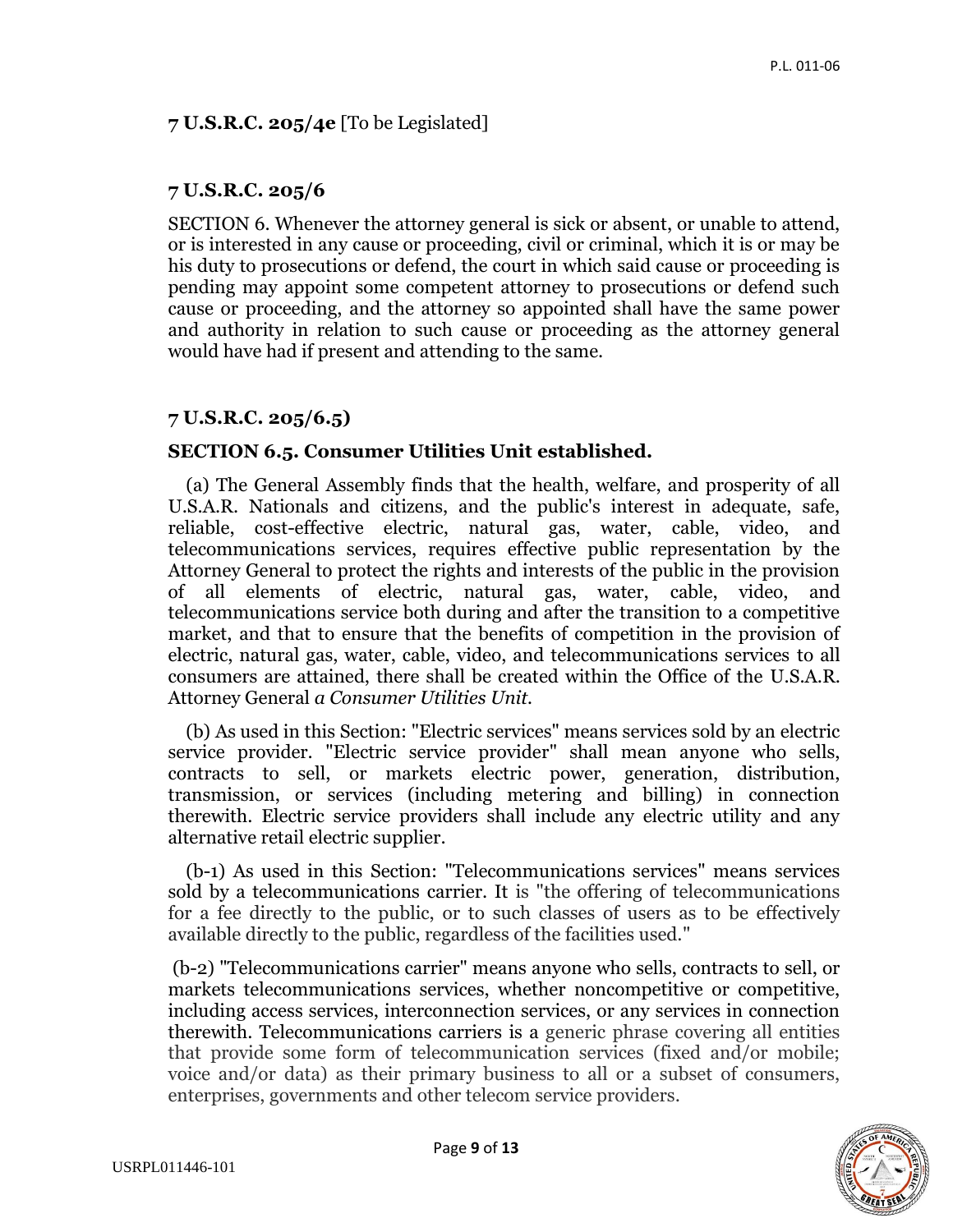**7 U.S.R.C. 205/4e** [To be Legislated]

**7 U.S.R.C. 205/6**

SECTION 6. Whenever the attorney general is sick or absent, or unable to attend, or is interested in any cause or proceeding, civil or criminal, which it is or may be his duty to prosecutions or defend, the court in which said cause or proceeding is pending may appoint some competent attorney to prosecutions or defend such cause or proceeding, and the attorney so appointed shall have the same power and authority in relation to such cause or proceeding as the attorney general would have had if present and attending to the same.

**7 U.S.R.C. 205/6.5)**

**SECTION 6.5. Consumer Utilities Unit established.**

(a) The General Assembly finds that the health, welfare, and prosperity of all U.S.A.R. Nationals and citizens, and the public's interest in adequate, safe, reliable, cost-effective electric, natural gas, water, cable, video, and telecommunications services, requires effective public representation by the Attorney General to protect the rights and interests of the public in the provision of all elements of electric, natural gas, water, cable, video, and telecommunications service both during and after the transition to a competitive market, and that to ensure that the benefits of competition in the provision of electric, natural gas, water, cable, video, and telecommunications services to all consumers are attained, there shall be created within the Office of the U.S.A.R. Attorney General *a Consumer Utilities Unit.*

(b) As used in this Section: "Electric services" means services sold by an electric service provider. "Electric service provider" shall mean anyone who sells, contracts to sell, or markets electric power, generation, distribution, transmission, or services (including metering and billing) in connection therewith. Electric service providers shall include any electric utility and any alternative retail electric supplier.

(b-1) As used in this Section: "Telecommunications services" means services sold by a telecommunications carrier. It is "the offering of telecommunications for a fee directly to the public, or to such classes of users as to be effectively available directly to the public, regardless of the facilities used."

(b-2) "Telecommunications carrier" means anyone who sells, contracts to sell, or markets telecommunications services, whether noncompetitive or competitive, including access services, interconnection services, or any services in connection therewith. Telecommunications carriers is a generic phrase covering all entities that provide some form of telecommunication services (fixed and/or mobile; voice and/or data) as their primary business to all or a subset of consumers, enterprises, governments and other telecom service providers.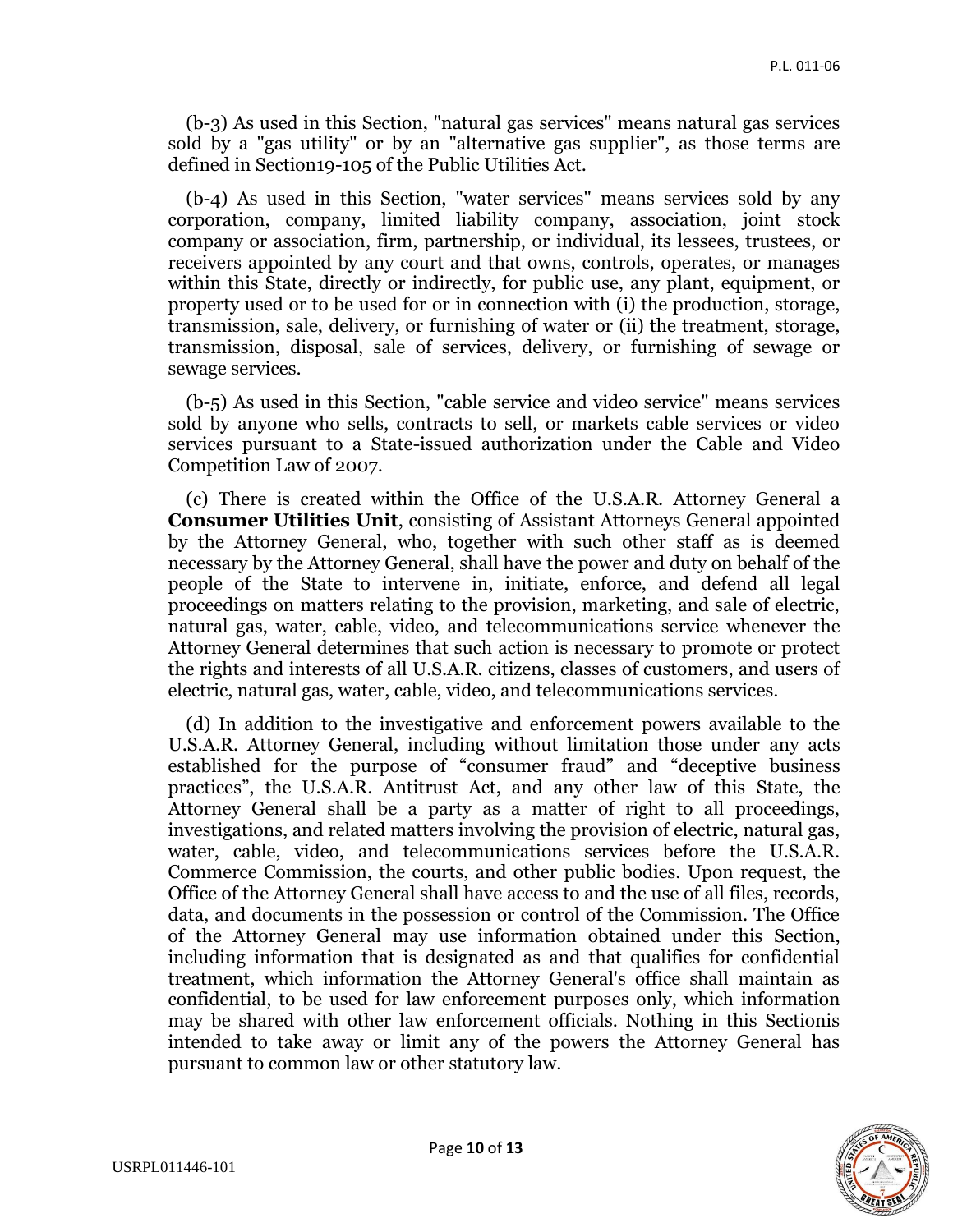(b-3) As used in this Section, "natural gas services" means natural gas services sold by a "gas utility" or by an "alternative gas supplier", as those terms are defined in Section19-105 of the Public Utilities Act.

(b-4) As used in this Section, "water services" means services sold by any corporation, company, limited liability company, association, joint stock company or association, firm, partnership, or individual, its lessees, trustees, or receivers appointed by any court and that owns, controls, operates, or manages within this State, directly or indirectly, for public use, any plant, equipment, or property used or to be used for or in connection with (i) the production, storage, transmission, sale, delivery, or furnishing of water or (ii) the treatment, storage, transmission, disposal, sale of services, delivery, or furnishing of sewage or sewage services.

(b-5) As used in this Section, "cable service and video service" means services sold by anyone who sells, contracts to sell, or markets cable services or video services pursuant to a State-issued authorization under the Cable and Video Competition Law of 2007.

(c) There is created within the Office of the U.S.A.R. Attorney General a **Consumer Utilities Unit**, consisting of Assistant Attorneys General appointed by the Attorney General, who, together with such other staff as is deemed necessary by the Attorney General, shall have the power and duty on behalf of the people of the State to intervene in, initiate, enforce, and defend all legal proceedings on matters relating to the provision, marketing, and sale of electric, natural gas, water, cable, video, and telecommunications service whenever the Attorney General determines that such action is necessary to promote or protect the rights and interests of all U.S.A.R. citizens, classes of customers, and users of electric, natural gas, water, cable, video, and telecommunications services.

(d) In addition to the investigative and enforcement powers available to the U.S.A.R. Attorney General, including without limitation those under any acts established for the purpose of "consumer fraud" and "deceptive business practices", the U.S.A.R. Antitrust Act, and any other law of this State, the Attorney General shall be a party as a matter of right to all proceedings, investigations, and related matters involving the provision of electric, natural gas, water, cable, video, and telecommunications services before the U.S.A.R. Commerce Commission, the courts, and other public bodies. Upon request, the Office of the Attorney General shall have access to and the use of all files, records, data, and documents in the possession or control of the Commission. The Office of the Attorney General may use information obtained under this Section, including information that is designated as and that qualifies for confidential treatment, which information the Attorney General's office shall maintain as confidential, to be used for law enforcement purposes only, which information may be shared with other law enforcement officials. Nothing in this Sectionis intended to take away or limit any of the powers the Attorney General has pursuant to common law or other statutory law.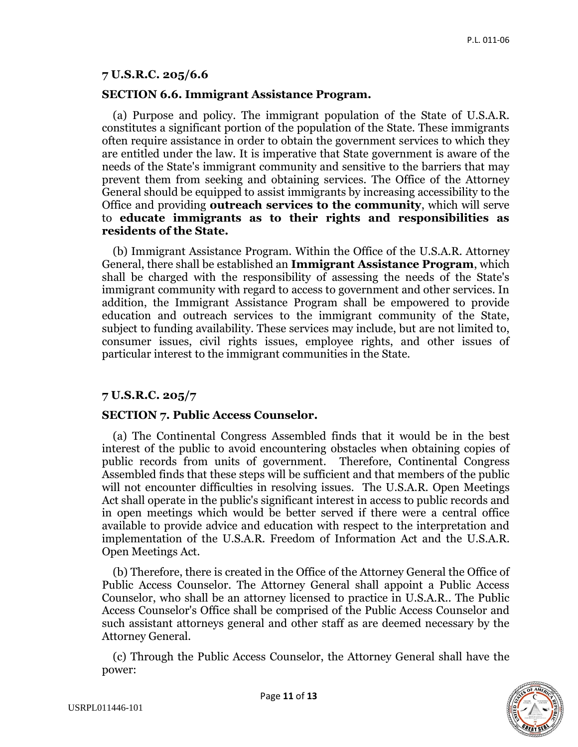**7 U.S.R.C. 205/6.6**

**SECTION 6.6. Immigrant Assistance Program.**

(a) Purpose and policy. The immigrant population of the State of U.S.A.R. constitutes a significant portion of the population of the State. These immigrants often require assistance in order to obtain the government services to which they are entitled under the law. It is imperative that State government is aware of the needs of the State's immigrant community and sensitive to the barriers that may prevent them from seeking and obtaining services. The Office of the Attorney General should be equipped to assist immigrants by increasing accessibility to the Office and providing **outreach services to the community**, which will serve to **educate immigrants as to their rights and responsibilities as residents of the State.**

(b) Immigrant Assistance Program. Within the Office of the U.S.A.R. Attorney General, there shall be established an **Immigrant Assistance Program**, which shall be charged with the responsibility of assessing the needs of the State's immigrant community with regard to access to government and other services. In addition, the Immigrant Assistance Program shall be empowered to provide education and outreach services to the immigrant community of the State, subject to funding availability. These services may include, but are not limited to, consumer issues, civil rights issues, employee rights, and other issues of particular interest to the immigrant communities in the State.

**7 U.S.R.C. 205/7**

**SECTION 7. Public Access Counselor.**

(a) The Continental Congress Assembled finds that it would be in the best interest of the public to avoid encountering obstacles when obtaining copies of public records from units of government. Therefore, Continental Congress Assembled finds that these steps will be sufficient and that members of the public will not encounter difficulties in resolving issues. The U.S.A.R. Open Meetings Act shall operate in the public's significant interest in access to public records and in open meetings which would be better served if there were a central office available to provide advice and education with respect to the interpretation and implementation of the U.S.A.R. Freedom of Information Act and the U.S.A.R. Open Meetings Act.

(b) Therefore, there is created in the Office of the Attorney General the Office of Public Access Counselor. The Attorney General shall appoint a Public Access Counselor, who shall be an attorney licensed to practice in U.S.A.R.. The Public Access Counselor's Office shall be comprised of the Public Access Counselor and such assistant attorneys general and other staff as are deemed necessary by the Attorney General.

(c) Through the Public Access Counselor, the Attorney General shall have the power: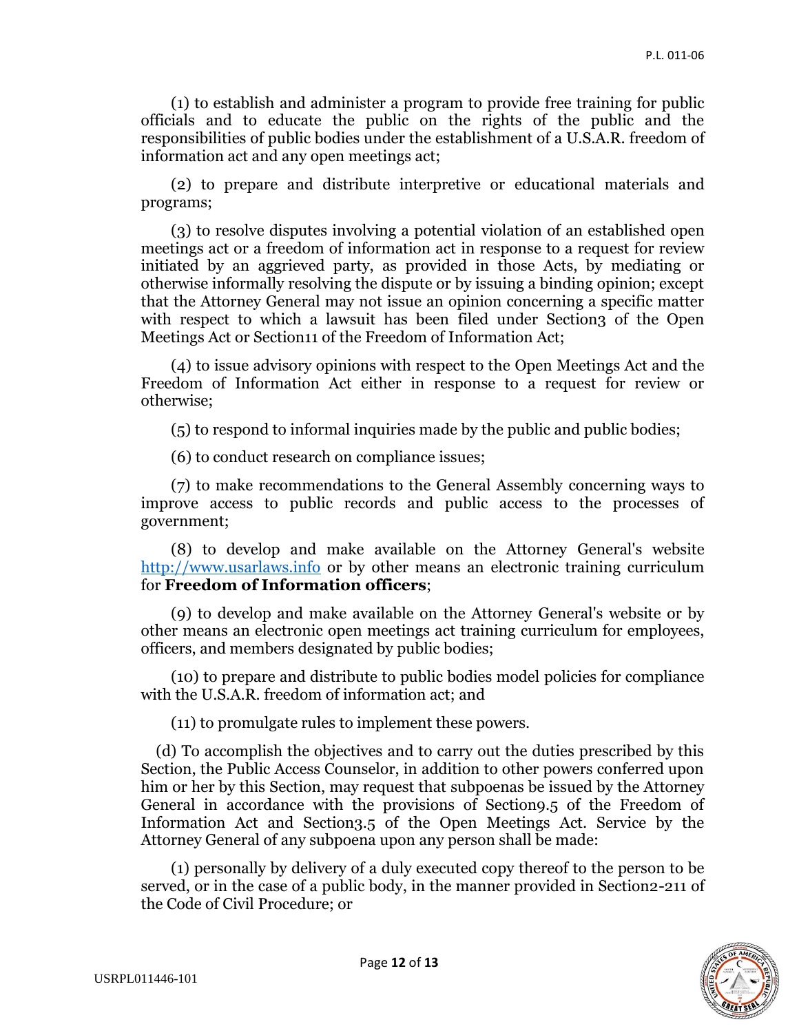(1) to establish and administer a program to provide free training for public officials and to educate the public on the rights of the public and the responsibilities of public bodies under the establishment of a U.S.A.R. freedom of information act and any open meetings act;

(2) to prepare and distribute interpretive or educational materials and programs;

(3) to resolve disputes involving a potential violation of an established open meetings act or a freedom of information act in response to a request for review initiated by an aggrieved party, as provided in those Acts, by mediating or otherwise informally resolving the dispute or by issuing a binding opinion; except that the Attorney General may not issue an opinion concerning a specific matter with respect to which a lawsuit has been filed under Section3 of the Open Meetings Act or Section11 of the Freedom of Information Act;

(4) to issue advisory opinions with respect to the Open Meetings Act and the Freedom of Information Act either in response to a request for review or otherwise;

(5) to respond to informal inquiries made by the public and public bodies;

(6) to conduct research on compliance issues;

(7) to make recommendations to the General Assembly concerning ways to improve access to public records and public access to the processes of government;

(8) to develop and make available on the Attorney General's website http://www.usarlaws.info or by other means an electronic training curriculum for **Freedom of Information officers**;

(9) to develop and make available on the Attorney General's website or by other means an electronic open meetings act training curriculum for employees, officers, and members designated by public bodies;

(10) to prepare and distribute to public bodies model policies for compliance with the U.S.A.R. freedom of information act; and

(11) to promulgate rules to implement these powers.

(d) To accomplish the objectives and to carry out the duties prescribed by this Section, the Public Access Counselor, in addition to other powers conferred upon him or her by this Section, may request that subpoenas be issued by the Attorney General in accordance with the provisions of Section9.5 of the Freedom of Information Act and Section3.5 of the Open Meetings Act. Service by the Attorney General of any subpoena upon any person shall be made:

(1) personally by delivery of a duly executed copy thereof to the person to be served, or in the case of a public body, in the manner provided in Section2-211 of the Code of Civil Procedure; or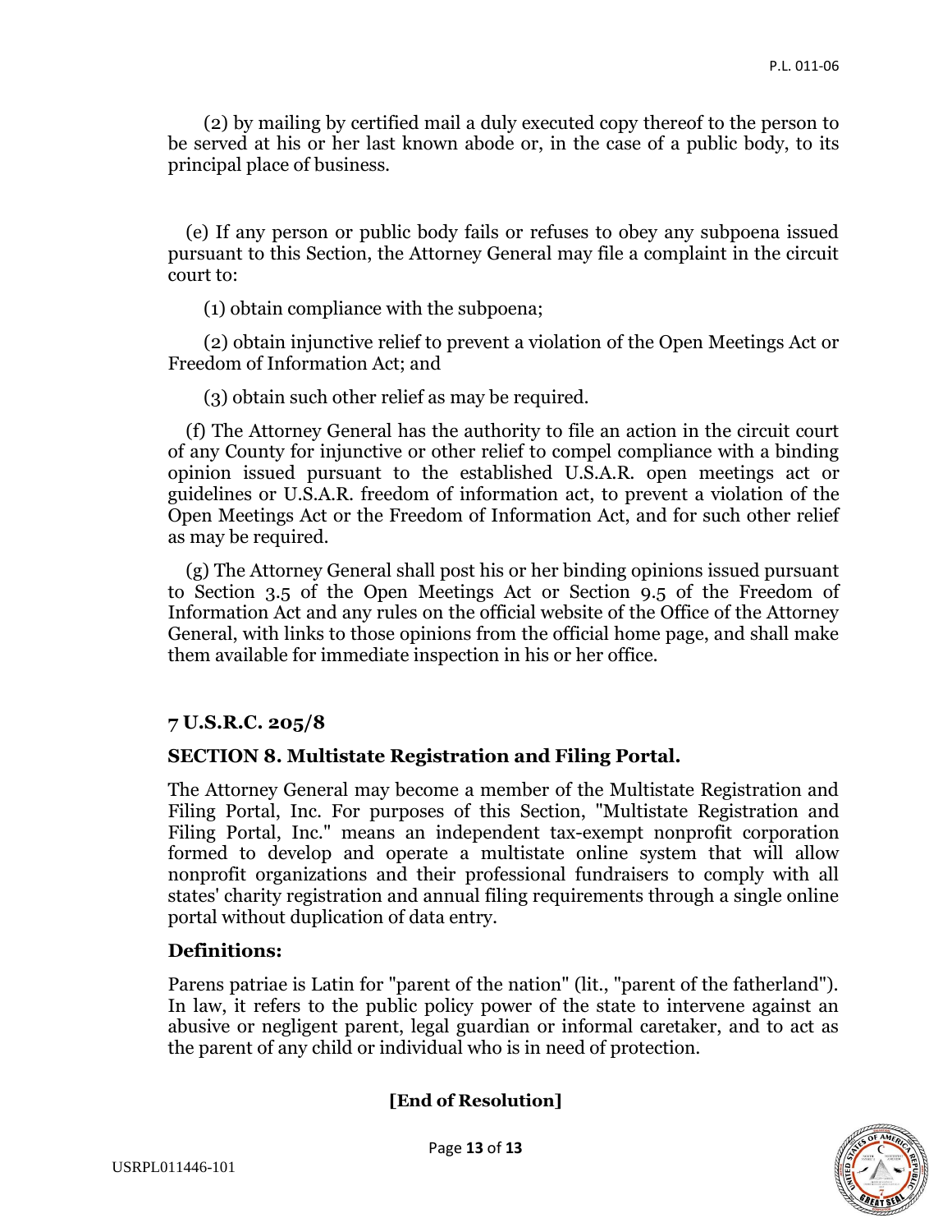(2) by mailing by certified mail a duly executed copy thereof to the person to be served at his or her last known abode or, in the case of a public body, to its principal place of business.

(e) If any person or public body fails or refuses to obey any subpoena issued pursuant to this Section, the Attorney General may file a complaint in the circuit court to:

(1) obtain compliance with the subpoena;

(2) obtain injunctive relief to prevent a violation of the Open Meetings Act or Freedom of Information Act; and

(3) obtain such other relief as may be required.

(f) The Attorney General has the authority to file an action in the circuit court of any County for injunctive or other relief to compel compliance with a binding opinion issued pursuant to the established U.S.A.R. open meetings act or guidelines or U.S.A.R. freedom of information act, to prevent a violation of the Open Meetings Act or the Freedom of Information Act, and for such other relief as may be required.

(g) The Attorney General shall post his or her binding opinions issued pursuant to Section 3.5 of the Open Meetings Act or Section 9.5 of the Freedom of Information Act and any rules on the official website of the Office of the Attorney General, with links to those opinions from the official home page, and shall make them available for immediate inspection in his or her office.

**7 U.S.R.C. 205/8**

**SECTION 8. Multistate Registration and Filing Portal.**

The Attorney General may become a member of the Multistate Registration and Filing Portal, Inc. For purposes of this Section, "Multistate Registration and Filing Portal, Inc." means an independent tax-exempt nonprofit corporation formed to develop and operate a multistate online system that will allow nonprofit organizations and their professional fundraisers to comply with all states' charity registration and annual filing requirements through a single online portal without duplication of data entry.

**Definitions:**

Parens patriae is Latin for "parent of the nation" (lit., "parent of the fatherland"). In law, it refers to the public policy power of the state to intervene against an abusive or negligent parent, legal guardian or informal caretaker, and to act as the parent of any child or individual who is in need of protection.

**[End of Resolution]**

USRPL011446-101